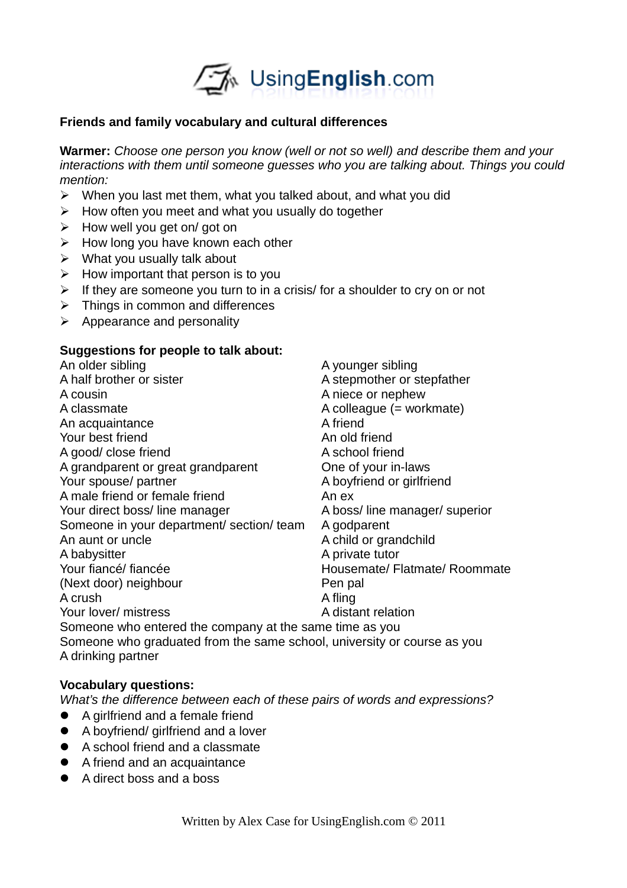UsingEnglish.com

## Friends and family vocabulary and cultural differences

**Warmer:** *Choose one person you know (well or not so well) and describe them and your interactions with them until someone guesses who you are talking about. Things you could mention:*

- When you last met them, what you talked about, and what you did
- How often you meet and what you usually do together
- How well you get on/ got on
- How long you have known each other
- What you usually talk about
- How important that person is to you
- If they are someone you turn to in a crisis/ for a shoulder to cry on or not
- Things in common and differences
- Appearance and personality

**Suggestions for people to talk about:**

An older sibling
A younger sibling
A half brother or sister
A stepmother or stepfather
A cousin
A niece or nephew
A classmate
A colleague (= workmate)
An acquaintance
A friend
Your best friend
An old friend
A good/ close friend
A school friend
A grandparent or great grandparent
One of your in-laws
Your spouse/ partner
A boyfriend or girlfriend
A male friend or female friend
An ex
Your direct boss/ line manager
A boss/ line manager/ superior
Someone in your department/ section/ team
A godparent
An aunt or uncle
A child or grandchild
A babysitter
A private tutor
Your fiancé/ fiancée
Housemate/ Flatmate/ Roommate
(Next door) neighbour
Pen pal
A crush
A fling
Your lover/ mistress
A distant relation
Someone who entered the company at the same time as you
Someone who graduated from the same school, university or course as you
A drinking partner

**Vocabulary questions:**

*What's the difference between each of these pairs of words and expressions?*

- A girlfriend and a female friend
- A boyfriend/ girlfriend and a lover
- A school friend and a classmate
- A friend and an acquaintance
- A direct boss and a boss

Written by Alex Case for UsingEnglish.com © 2011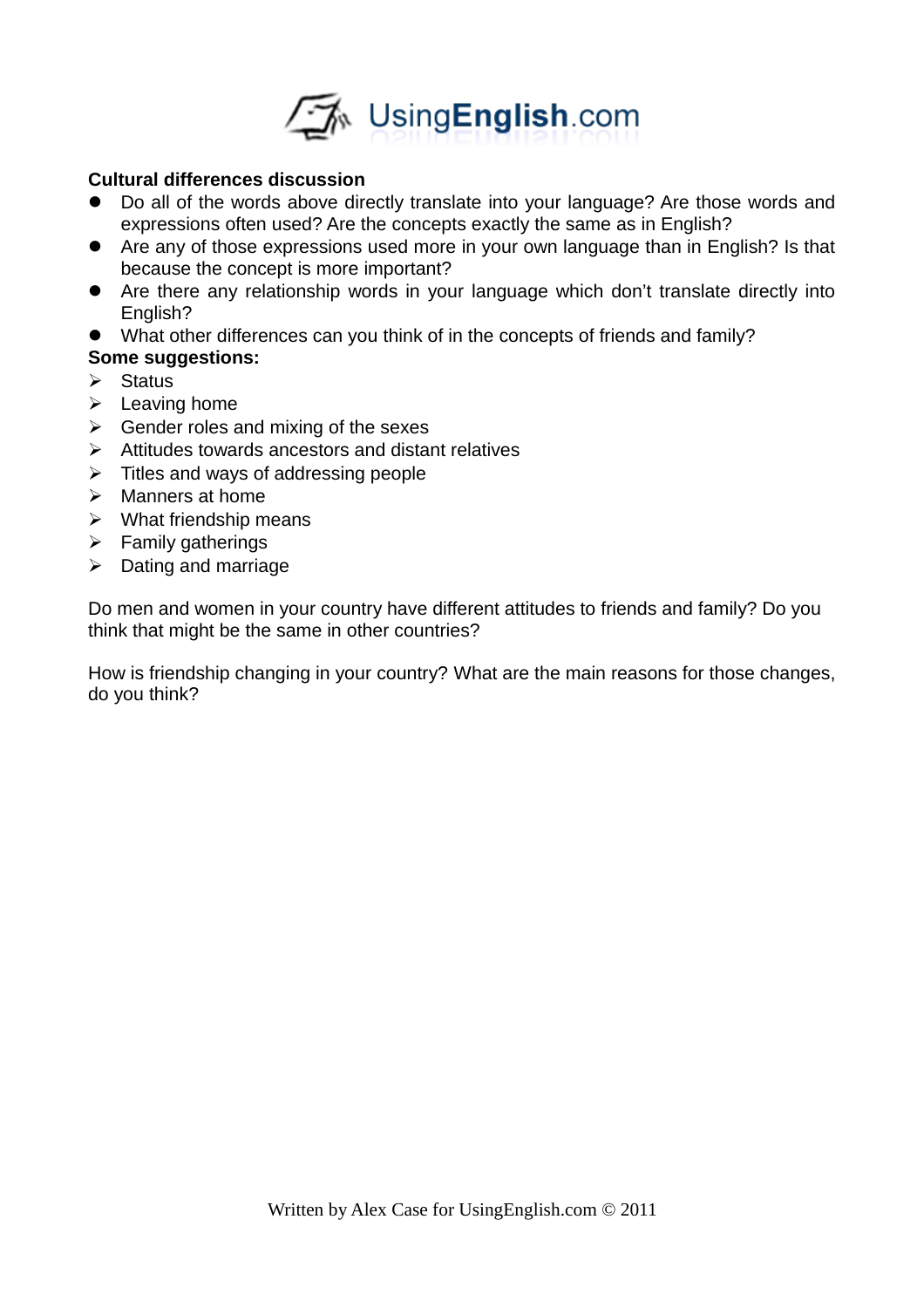**Cultural differences discussion**

- Do all of the words above directly translate into your language? Are those words and expressions often used? Are the concepts exactly the same as in English?
- Are any of those expressions used more in your own language than in English? Is that because the concept is more important?
- Are there any relationship words in your language which don't translate directly into English?
- What other differences can you think of in the concepts of friends and family?

**Some suggestions:**

- Status
- Leaving home
- Gender roles and mixing of the sexes
- Attitudes towards ancestors and distant relatives
- Titles and ways of addressing people
- Manners at home
- What friendship means
- Family gatherings
- Dating and marriage

Do men and women in your country have different attitudes to friends and family? Do you think that might be the same in other countries?

How is friendship changing in your country? What are the main reasons for those changes, do you think?

Written by Alex Case for UsingEnglish.com © 2011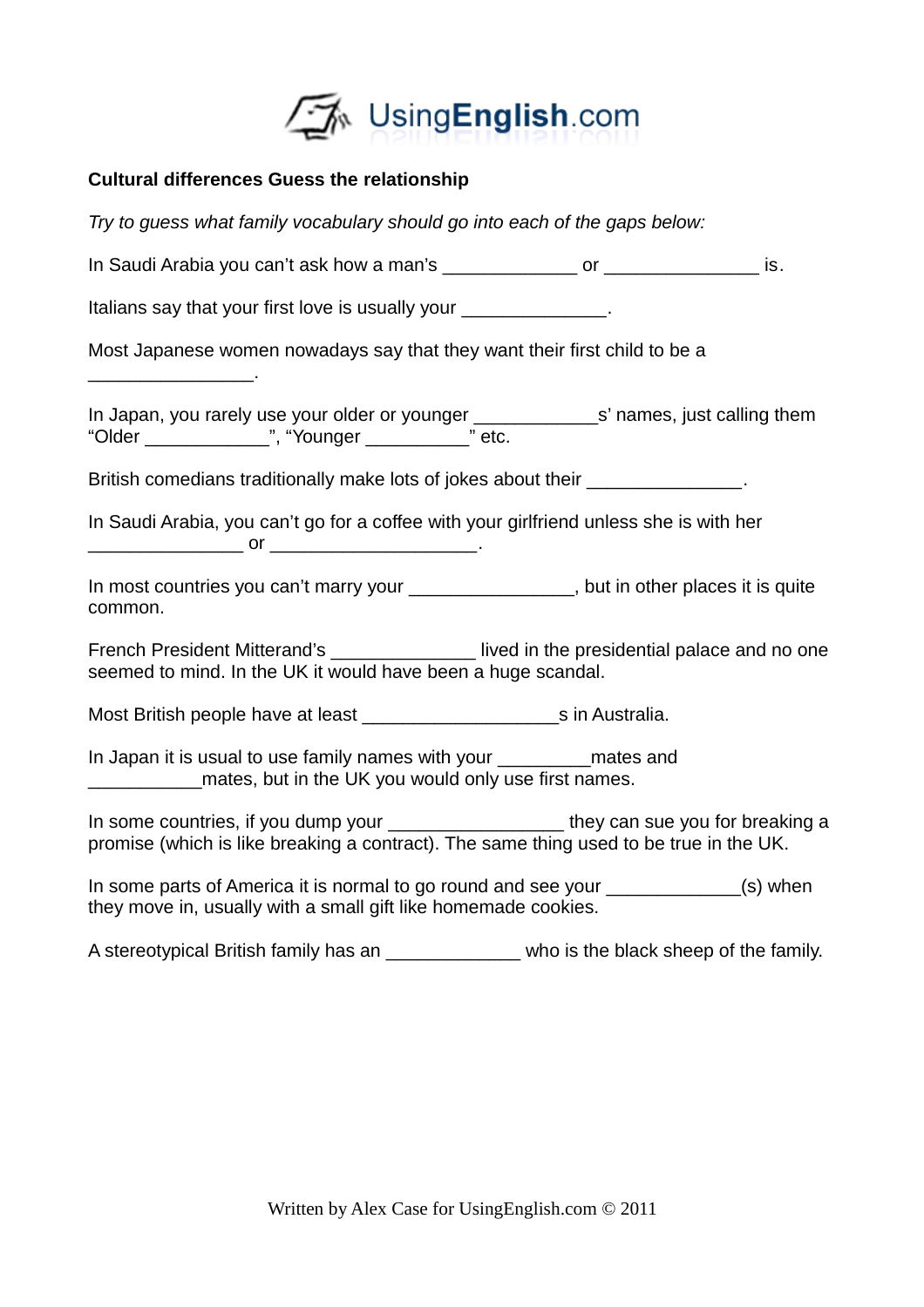**Cultural differences Guess the relationship**

*Try to guess what family vocabulary should go into each of the gaps below:*

In Saudi Arabia you can't ask how a man's _____________ or _______________ is.

Italians say that your first love is usually your ______________.

Most Japanese women nowadays say that they want their first child to be a ________________.

In Japan, you rarely use your older or younger ____________s' names, just calling them "Older ____________", "Younger __________" etc.

British comedians traditionally make lots of jokes about their _______________.

In Saudi Arabia, you can't go for a coffee with your girlfriend unless she is with her _______________ or ____________________.

In most countries you can't marry your ________________, but in other places it is quite common.

French President Mitterand's ______________ lived in the presidential palace and no one seemed to mind. In the UK it would have been a huge scandal.

Most British people have at least ___________________s in Australia.

In Japan it is usual to use family names with your _________mates and ___________mates, but in the UK you would only use first names.

In some countries, if you dump your _________________ they can sue you for breaking a promise (which is like breaking a contract). The same thing used to be true in the UK.

In some parts of America it is normal to go round and see your _____________(s) when they move in, usually with a small gift like homemade cookies.

A stereotypical British family has an _____________ who is the black sheep of the family.

Written by Alex Case for UsingEnglish.com © 2011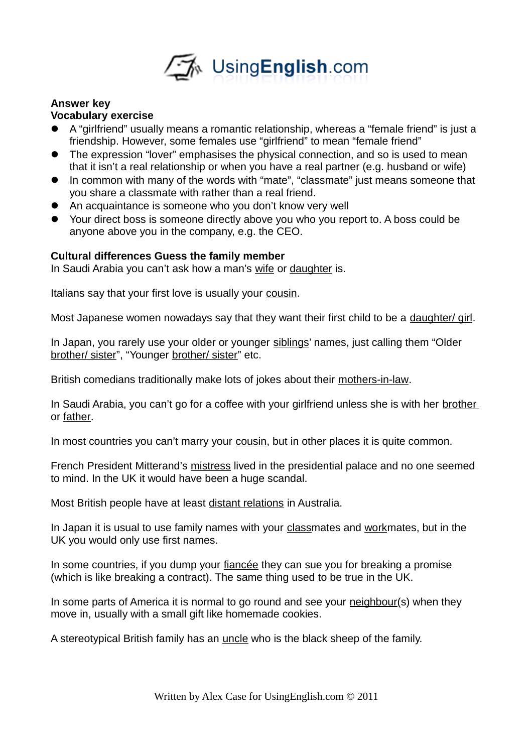**Answer key**

**Vocabulary exercise**

- A "girlfriend" usually means a romantic relationship, whereas a "female friend" is just a friendship. However, some females use "girlfriend" to mean "female friend"
- The expression "lover" emphasises the physical connection, and so is used to mean that it isn't a real relationship or when you have a real partner (e.g. husband or wife)
- In common with many of the words with "mate", "classmate" just means someone that you share a classmate with rather than a real friend.
- An acquaintance is someone who you don't know very well
- Your direct boss is someone directly above you who you report to. A boss could be anyone above you in the company, e.g. the CEO.

**Cultural differences Guess the family member**

In Saudi Arabia you can't ask how a man's wife or daughter is.

Italians say that your first love is usually your cousin.

Most Japanese women nowadays say that they want their first child to be a daughter/ girl.

In Japan, you rarely use your older or younger siblings' names, just calling them "Older brother/ sister", "Younger brother/ sister" etc.

British comedians traditionally make lots of jokes about their mothers-in-law.

In Saudi Arabia, you can't go for a coffee with your girlfriend unless she is with her brother or father.

In most countries you can't marry your cousin, but in other places it is quite common.

French President Mitterand's mistress lived in the presidential palace and no one seemed to mind. In the UK it would have been a huge scandal.

Most British people have at least distant relations in Australia.

In Japan it is usual to use family names with your classmates and workmates, but in the UK you would only use first names.

In some countries, if you dump your fiancée they can sue you for breaking a promise (which is like breaking a contract). The same thing used to be true in the UK.

In some parts of America it is normal to go round and see your neighbour(s) when they move in, usually with a small gift like homemade cookies.

A stereotypical British family has an uncle who is the black sheep of the family.

Written by Alex Case for UsingEnglish.com © 2011